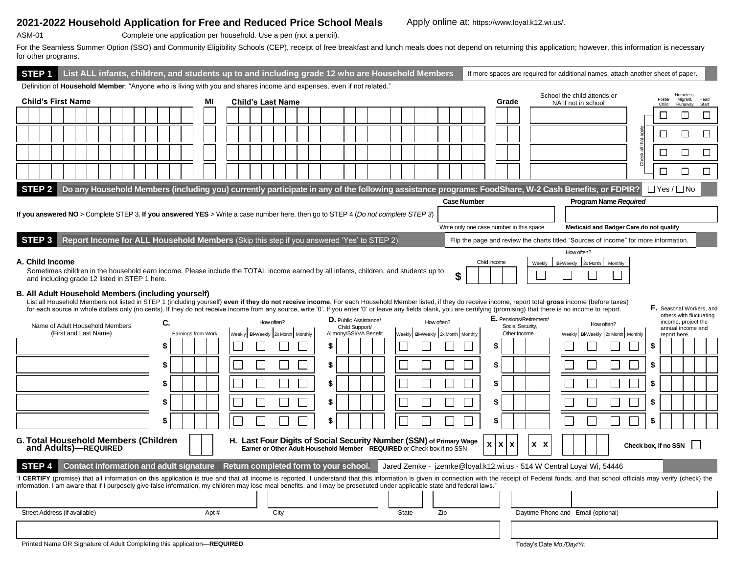# 2021-2022 Household Application for Free and Reduced Price School Meals

Apply online at: https://www.loyal.k12.wi.us/.

ASM-01 Complete one application per household. Use a pen (not a pencil).

For the Seamless Summer Option (SSO) and Community Eligibility Schools (CEP), receipt of free breakfast and lunch meals does not depend on returning this application; however, this information is necessary for other programs.

## STEP 1 List ALL infants, children, and students up to and including grade 12 who are Household Members

If more spaces are required for additional names, attach another sheet of paper.

Definition of **Household Member**: "Anyone who is living with you and shares income and expenses, even if not related."

| Child's First Name | MI | Child's Last Name | Grade | School the child attends or NA if not in school | Foster Child | Homeless, Migrant, Runaway | Head Start |
|---|---|---|---|---|---|---|---|
| | | | | | ☐ | ☐ | ☐ |
| | | | | | ☐ | ☐ | ☐ |
| | | | | | ☐ | ☐ | ☐ |
| | | | | | ☐ | ☐ | ☐ |

Check all that apply

## STEP 2 Do any Household Members (including you) currently participate in any of the following assistance programs: FoodShare, W-2 Cash Benefits, or FDPIR? ☐ Yes / ☐ No

**If you answered NO** > Complete STEP 3. **If you answered YES** > Write a case number here, then go to STEP 4 (*Do not complete STEP 3*)

| Case Number | Program Name *Required* |
|---|---|
| | |
| Write only one case number in this space. | **Medicaid and Badger Care do not qualify** |

## STEP 3 Report Income for ALL Household Members (Skip this step if you answered 'Yes' to STEP 2)

Flip the page and review the charts titled "Sources of Income" for more information.

**A. Child Income**

Sometimes children in the household earn income. Please include the TOTAL income earned by all infants, children, and students up to and including grade 12 listed in STEP 1 here.

| Child income | How often? Weekly | Bi-Weekly | 2x Month | Monthly |
|---|---|---|---|---|
| $ | ☐ | ☐ | ☐ | ☐ |

**B. All Adult Household Members (including yourself)**

List all Household Members not listed in STEP 1 (including yourself) **even if they do not receive income**. For each Household Member listed, if they do receive income, report total **gross** income (before taxes) for each source in whole dollars only (no cents). If they do not receive income from any source, write '0'. If you enter '0' or leave any fields blank, you are certifying (promising) that there is no income to report.

| Name of Adult Household Members (First and Last Name) | C. Earnings from Work | How often? Weekly | Bi-Weekly | 2x Month | Monthly | D. Public Assistance/ Child Support/ Alimony/SSI/VA Benefit | How often? Weekly | Bi-Weekly | 2x Month | Monthly | E. Pensions/Retirement/ Social Security, Other Income | How often? Weekly | Bi-Weekly | 2x Month | Monthly | F. Seasonal Workers, and others with fluctuating income, project the annual income and report here. |
|---|---|---|---|---|---|---|---|---|---|---|---|---|---|---|---|---|
| | $ | ☐ | ☐ | ☐ | ☐ | $ | ☐ | ☐ | ☐ | ☐ | $ | ☐ | ☐ | ☐ | ☐ | $ |
| | $ | ☐ | ☐ | ☐ | ☐ | $ | ☐ | ☐ | ☐ | ☐ | $ | ☐ | ☐ | ☐ | ☐ | $ |
| | $ | ☐ | ☐ | ☐ | ☐ | $ | ☐ | ☐ | ☐ | ☐ | $ | ☐ | ☐ | ☐ | ☐ | $ |
| | $ | ☐ | ☐ | ☐ | ☐ | $ | ☐ | ☐ | ☐ | ☐ | $ | ☐ | ☐ | ☐ | ☐ | $ |
| | $ | ☐ | ☐ | ☐ | ☐ | $ | ☐ | ☐ | ☐ | ☐ | $ | ☐ | ☐ | ☐ | ☐ | $ |

**G. Total Household Members (Children and Adults)—REQUIRED** ☐☐

**H. Last Four Digits of Social Security Number (SSN) of Primary Wage Earner or Other Adult Household Member**—**REQUIRED** or Check box if no SSN X X X - X X - ☐☐☐☐ **Check box, if no SSN** ☐

## STEP 4 Contact information and adult signature Return completed form to your school.

Jared Zemke - jzemke@loyal.k12.wi.us - 514 W Central Loyal Wi, 54446

"**I CERTIFY** (promise) that all information on this application is true and that all income is reported. I understand that this information is given in connection with the receipt of Federal funds, and that school officials may verify (check) the information. I am aware that if I purposely give false information, my children may lose meal benefits, and I may be prosecuted under applicable state and federal laws."

| Street Address (if available) | Apt # | City | State | Zip | Daytime Phone and | Email (optional) |
|---|---|---|---|---|---|---|
| | | | | | | |

| Printed Name OR Signature of Adult Completing this application—**REQUIRED** | Today's Date *Mo./Day/Yr.* |
|---|---|
| | |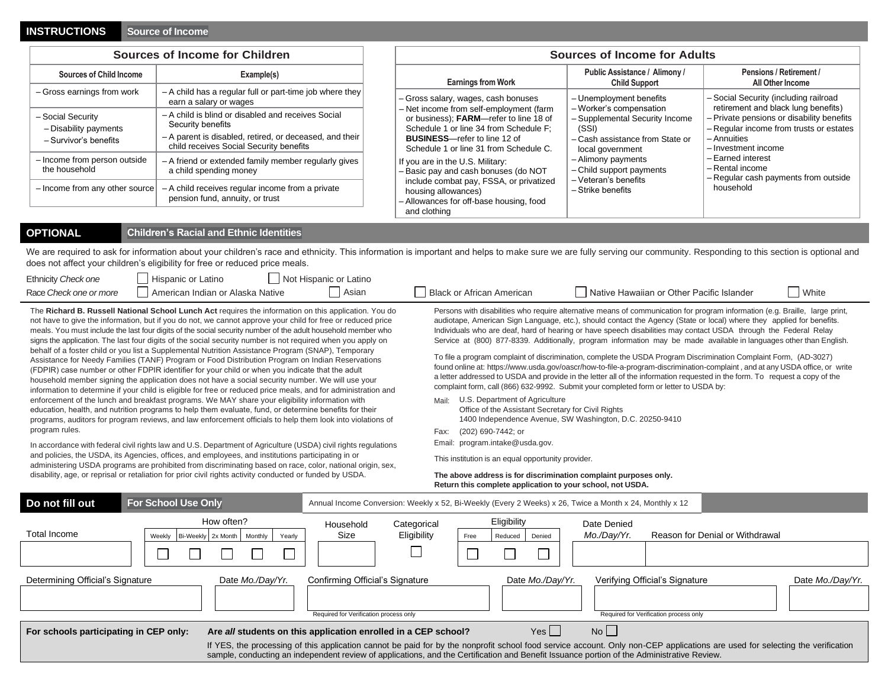## INSTRUCTIONS — Source of Income

### Sources of Income for Children

| Sources of Child Income | Example(s) |
|---|---|
| – Gross earnings from work | – A child has a regular full or part-time job where they earn a salary or wages |
| – Social Security<br>– Disability payments<br>– Survivor's benefits | – A child is blind or disabled and receives Social Security benefits<br>– A parent is disabled, retired, or deceased, and their child receives Social Security benefits |
| – Income from person outside the household | – A friend or extended family member regularly gives a child spending money |
| – Income from any other source | – A child receives regular income from a private pension fund, annuity, or trust |

### Sources of Income for Adults

| Earnings from Work | Public Assistance / Alimony / Child Support | Pensions / Retirement / All Other Income |
|---|---|---|
| – Gross salary, wages, cash bonuses<br>– Net income from self-employment (farm or business); **FARM**—refer to line 18 of Schedule 1 or line 34 from Schedule F; **BUSINESS**—refer to line 12 of Schedule 1 or line 31 from Schedule C.<br>If you are in the U.S. Military:<br>– Basic pay and cash bonuses (do NOT include combat pay, FSSA, or privatized housing allowances)<br>– Allowances for off-base housing, food and clothing | – Unemployment benefits<br>– Worker's compensation<br>– Supplemental Security Income (SSI)<br>– Cash assistance from State or local government<br>– Alimony payments<br>– Child support payments<br>– Veteran's benefits<br>– Strike benefits | – Social Security (including railroad retirement and black lung benefits)<br>– Private pensions or disability benefits<br>– Regular income from trusts or estates<br>– Annuities<br>– Investment income<br>– Earned interest<br>– Rental income<br>– Regular cash payments from outside household |

## OPTIONAL — Children's Racial and Ethnic Identities

We are required to ask for information about your children's race and ethnicity. This information is important and helps to make sure we are fully serving our community. Responding to this section is optional and does not affect your children's eligibility for free or reduced price meals.

Ethnicity *Check one* ☐ Hispanic or Latino ☐ Not Hispanic or Latino

Race *Check one or more* ☐ American Indian or Alaska Native ☐ Asian ☐ Black or African American ☐ Native Hawaiian or Other Pacific Islander ☐ White

The **Richard B. Russell National School Lunch Act** requires the information on this application. You do not have to give the information, but if you do not, we cannot approve your child for free or reduced price meals. You must include the last four digits of the social security number of the adult household member who signs the application. The last four digits of the social security number is not required when you apply on behalf of a foster child or you list a Supplemental Nutrition Assistance Program (SNAP), Temporary Assistance for Needy Families (TANF) Program or Food Distribution Program on Indian Reservations (FDPIR) case number or other FDPIR identifier for your child or when you indicate that the adult household member signing the application does not have a social security number. We will use your information to determine if your child is eligible for free or reduced price meals, and for administration and enforcement of the lunch and breakfast programs. We MAY share your eligibility information with education, health, and nutrition programs to help them evaluate, fund, or determine benefits for their programs, auditors for program reviews, and law enforcement officials to help them look into violations of program rules.

In accordance with federal civil rights law and U.S. Department of Agriculture (USDA) civil rights regulations and policies, the USDA, its Agencies, offices, and employees, and institutions participating in or administering USDA programs are prohibited from discriminating based on race, color, national origin, sex, disability, age, or reprisal or retaliation for prior civil rights activity conducted or funded by USDA.

Persons with disabilities who require alternative means of communication for program information (e.g. Braille, large print, audiotape, American Sign Language, etc.), should contact the Agency (State or local) where they applied for benefits. Individuals who are deaf, hard of hearing or have speech disabilities may contact USDA through the Federal Relay Service at (800) 877-8339. Additionally, program information may be made available in languages other than English.

To file a program complaint of discrimination, complete the USDA Program Discrimination Complaint Form, (AD-3027) found online at: https://www.usda.gov/oascr/how-to-file-a-program-discrimination-complaint, and at any USDA office, or write a letter addressed to USDA and provide in the letter all of the information requested in the form. To request a copy of the complaint form, call (866) 632-9992. Submit your completed form or letter to USDA by:

Mail: U.S. Department of Agriculture
Office of the Assistant Secretary for Civil Rights
1400 Independence Avenue, SW Washington, D.C. 20250-9410

Fax: (202) 690-7442; or

Email: program.intake@usda.gov.

This institution is an equal opportunity provider.

**The above address is for discrimination complaint purposes only. Return this complete application to your school, not USDA.**

## Do not fill out — For School Use Only

Annual Income Conversion: Weekly x 52, Bi-Weekly (Every 2 Weeks) x 26, Twice a Month x 24, Monthly x 12

| Total Income | How often? | Household Size | Categorical Eligibility | Eligibility | Date Denied *Mo./Day/Yr.* | Reason for Denial or Withdrawal |
|---|---|---|---|---|---|---|
| | ☐ Weekly ☐ Bi-Weekly ☐ 2x Month ☐ Monthly ☐ Yearly | | ☐ | ☐ Free ☐ Reduced ☐ Denied | | |

| Determining Official's Signature | Date *Mo./Day/Yr.* | Confirming Official's Signature | Date *Mo./Day/Yr.* | Verifying Official's Signature | Date *Mo./Day/Yr.* |
|---|---|---|---|---|---|
| | | Required for Verification process only | | Required for Verification process only | |

**For schools participating in CEP only:** **Are *all* students on this application enrolled in a CEP school?** Yes ☐ No ☐

If YES, the processing of this application cannot be paid for by the nonprofit school food service account. Only non-CEP applications are used for selecting the verification sample, conducting an independent review of applications, and the Certification and Benefit Issuance portion of the Administrative Review.